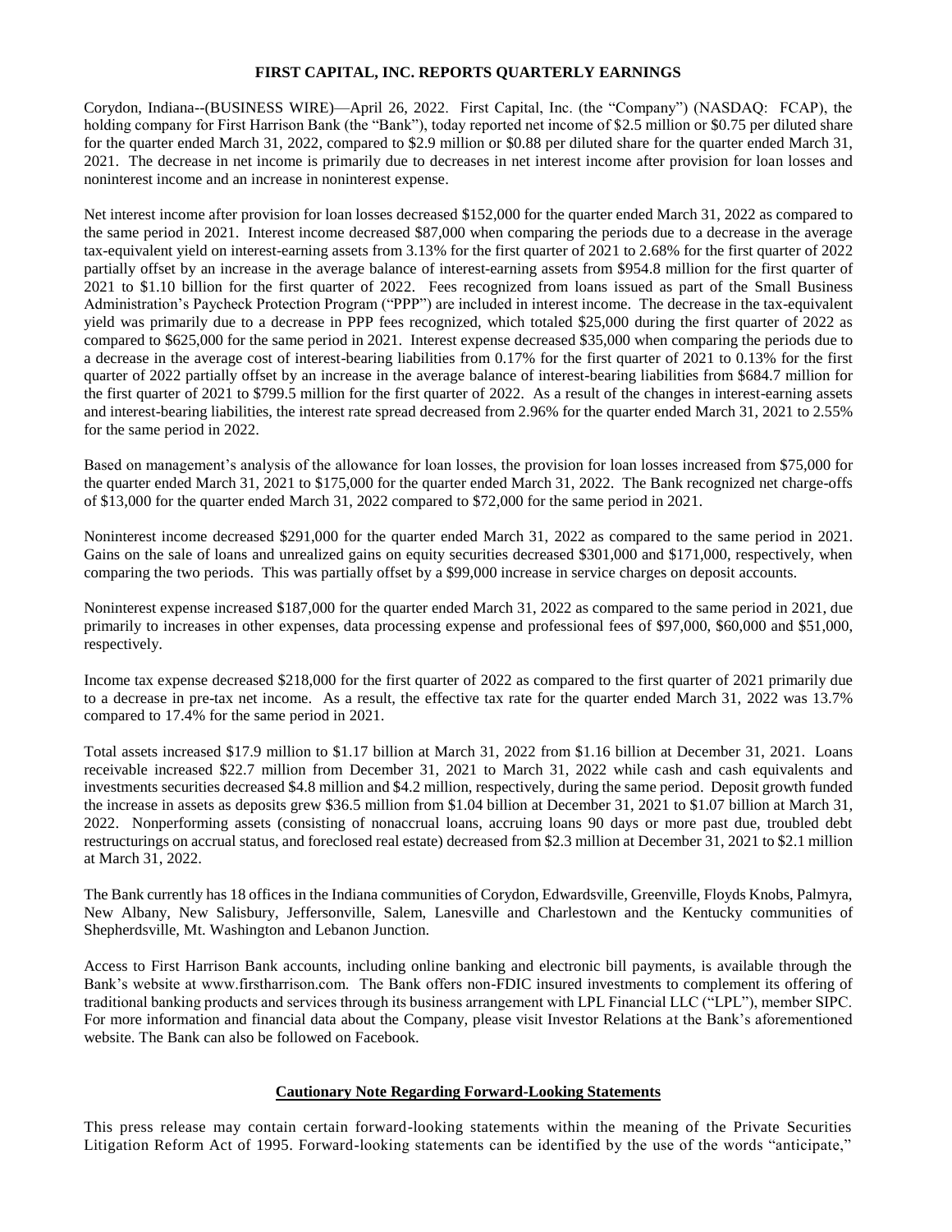# FIRST CAPITAL, INC. REPORTS QUARTERLY EARNINGS

Corydon, Indiana--(BUSINESS WIRE)—April 26, 2022. First Capital, Inc. (the "Company") (NASDAQ: FCAP), the holding company for First Harrison Bank (the "Bank"), today reported net income of \$2.5 million or \$0.75 per diluted share for the quarter ended March 31, 2022, compared to \$2.9 million or \$0.88 per diluted share for the quarter ended March 31, 2021. The decrease in net income is primarily due to decreases in net interest income after provision for loan losses and noninterest income and an increase in noninterest expense.

Net interest income after provision for loan losses decreased \$152,000 for the quarter ended March 31, 2022 as compared to the same period in 2021. Interest income decreased \$87,000 when comparing the periods due to a decrease in the average tax-equivalent yield on interest-earning assets from 3.13% for the first quarter of 2021 to 2.68% for the first quarter of 2022 partially offset by an increase in the average balance of interest-earning assets from \$954.8 million for the first quarter of 2021 to \$1.10 billion for the first quarter of 2022. Fees recognized from loans issued as part of the Small Business Administration's Paycheck Protection Program ("PPP") are included in interest income. The decrease in the tax-equivalent yield was primarily due to a decrease in PPP fees recognized, which totaled \$25,000 during the first quarter of 2022 as compared to \$625,000 for the same period in 2021. Interest expense decreased \$35,000 when comparing the periods due to a decrease in the average cost of interest-bearing liabilities from 0.17% for the first quarter of 2021 to 0.13% for the first quarter of 2022 partially offset by an increase in the average balance of interest-bearing liabilities from \$684.7 million for the first quarter of 2021 to \$799.5 million for the first quarter of 2022. As a result of the changes in interest-earning assets and interest-bearing liabilities, the interest rate spread decreased from 2.96% for the quarter ended March 31, 2021 to 2.55% for the same period in 2022.

Based on management's analysis of the allowance for loan losses, the provision for loan losses increased from \$75,000 for the quarter ended March 31, 2021 to \$175,000 for the quarter ended March 31, 2022. The Bank recognized net charge-offs of \$13,000 for the quarter ended March 31, 2022 compared to \$72,000 for the same period in 2021.

Noninterest income decreased \$291,000 for the quarter ended March 31, 2022 as compared to the same period in 2021. Gains on the sale of loans and unrealized gains on equity securities decreased \$301,000 and \$171,000, respectively, when comparing the two periods. This was partially offset by a \$99,000 increase in service charges on deposit accounts.

Noninterest expense increased \$187,000 for the quarter ended March 31, 2022 as compared to the same period in 2021, due primarily to increases in other expenses, data processing expense and professional fees of \$97,000, \$60,000 and \$51,000, respectively.

Income tax expense decreased \$218,000 for the first quarter of 2022 as compared to the first quarter of 2021 primarily due to a decrease in pre-tax net income. As a result, the effective tax rate for the quarter ended March 31, 2022 was 13.7% compared to 17.4% for the same period in 2021.

Total assets increased \$17.9 million to \$1.17 billion at March 31, 2022 from \$1.16 billion at December 31, 2021. Loans receivable increased \$22.7 million from December 31, 2021 to March 31, 2022 while cash and cash equivalents and investments securities decreased \$4.8 million and \$4.2 million, respectively, during the same period. Deposit growth funded the increase in assets as deposits grew \$36.5 million from \$1.04 billion at December 31, 2021 to \$1.07 billion at March 31, 2022. Nonperforming assets (consisting of nonaccrual loans, accruing loans 90 days or more past due, troubled debt restructurings on accrual status, and foreclosed real estate) decreased from \$2.3 million at December 31, 2021 to \$2.1 million at March 31, 2022.

The Bank currently has 18 offices in the Indiana communities of Corydon, Edwardsville, Greenville, Floyds Knobs, Palmyra, New Albany, New Salisbury, Jeffersonville, Salem, Lanesville and Charlestown and the Kentucky communities of Shepherdsville, Mt. Washington and Lebanon Junction.

Access to First Harrison Bank accounts, including online banking and electronic bill payments, is available through the Bank's website at www.firstharrison.com. The Bank offers non-FDIC insured investments to complement its offering of traditional banking products and services through its business arrangement with LPL Financial LLC ("LPL"), member SIPC. For more information and financial data about the Company, please visit Investor Relations at the Bank's aforementioned website. The Bank can also be followed on Facebook.

## Cautionary Note Regarding Forward-Looking Statements

This press release may contain certain forward-looking statements within the meaning of the Private Securities Litigation Reform Act of 1995. Forward-looking statements can be identified by the use of the words "anticipate,"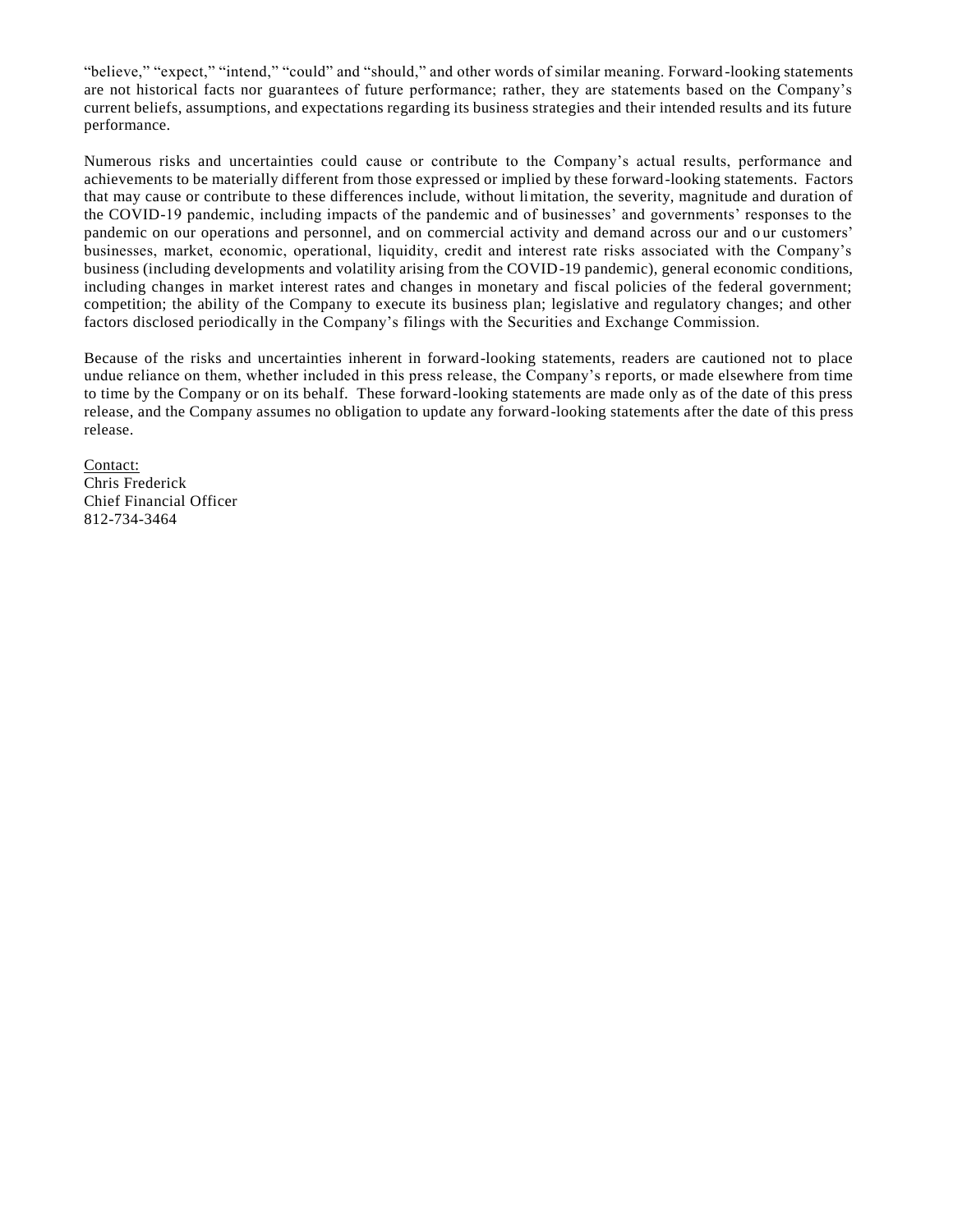"believe," "expect," "intend," "could" and "should," and other words of similar meaning. Forward-looking statements are not historical facts nor guarantees of future performance; rather, they are statements based on the Company's current beliefs, assumptions, and expectations regarding its business strategies and their intended results and its future performance.

Numerous risks and uncertainties could cause or contribute to the Company's actual results, performance and achievements to be materially different from those expressed or implied by these forward-looking statements. Factors that may cause or contribute to these differences include, without limitation, the severity, magnitude and duration of the COVID-19 pandemic, including impacts of the pandemic and of businesses' and governments' responses to the pandemic on our operations and personnel, and on commercial activity and demand across our and our customers' businesses, market, economic, operational, liquidity, credit and interest rate risks associated with the Company's business (including developments and volatility arising from the COVID-19 pandemic), general economic conditions, including changes in market interest rates and changes in monetary and fiscal policies of the federal government; competition; the ability of the Company to execute its business plan; legislative and regulatory changes; and other factors disclosed periodically in the Company's filings with the Securities and Exchange Commission.

Because of the risks and uncertainties inherent in forward-looking statements, readers are cautioned not to place undue reliance on them, whether included in this press release, the Company's reports, or made elsewhere from time to time by the Company or on its behalf. These forward-looking statements are made only as of the date of this press release, and the Company assumes no obligation to update any forward-looking statements after the date of this press release.

Contact:
Chris Frederick
Chief Financial Officer
812-734-3464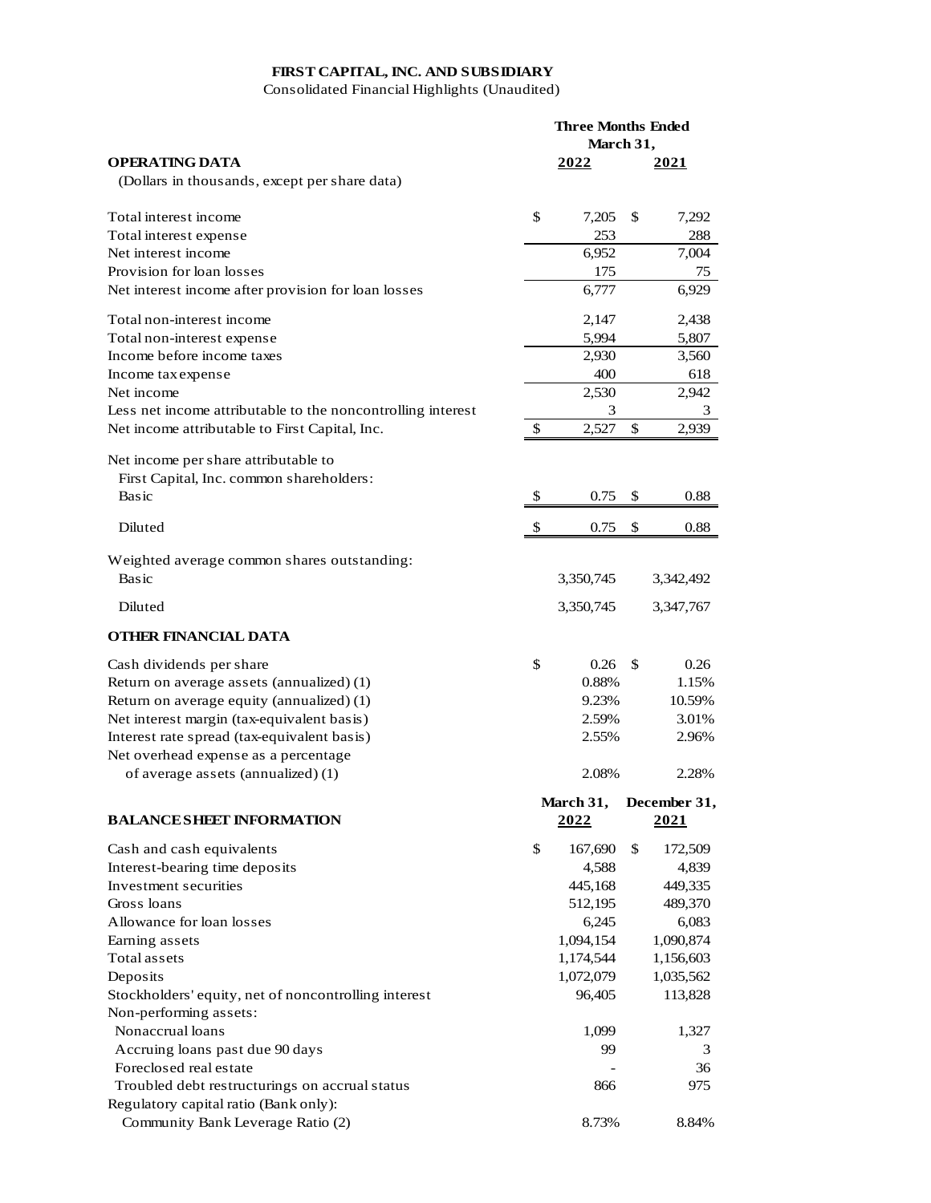# FIRST CAPITAL, INC. AND SUBSIDIARY

Consolidated Financial Highlights (Unaudited)

| OPERATING DATA | Three Months Ended March 31, 2022 | Three Months Ended March 31, 2021 |
|---|---|---|
| (Dollars in thousands, except per share data) | | |
| Total interest income | $ 7,205 | $ 7,292 |
| Total interest expense | 253 | 288 |
| Net interest income | 6,952 | 7,004 |
| Provision for loan losses | 175 | 75 |
| Net interest income after provision for loan losses | 6,777 | 6,929 |
| Total non-interest income | 2,147 | 2,438 |
| Total non-interest expense | 5,994 | 5,807 |
| Income before income taxes | 2,930 | 3,560 |
| Income tax expense | 400 | 618 |
| Net income | 2,530 | 2,942 |
| Less net income attributable to the noncontrolling interest | 3 | 3 |
| Net income attributable to First Capital, Inc. | $ 2,527 | $ 2,939 |
| Net income per share attributable to First Capital, Inc. common shareholders: | | |
| Basic | $ 0.75 | $ 0.88 |
| Diluted | $ 0.75 | $ 0.88 |
| Weighted average common shares outstanding: | | |
| Basic | 3,350,745 | 3,342,492 |
| Diluted | 3,350,745 | 3,347,767 |
| **OTHER FINANCIAL DATA** | | |
| Cash dividends per share | $ 0.26 | $ 0.26 |
| Return on average assets (annualized) (1) | 0.88% | 1.15% |
| Return on average equity (annualized) (1) | 9.23% | 10.59% |
| Net interest margin (tax-equivalent basis) | 2.59% | 3.01% |
| Interest rate spread (tax-equivalent basis) | 2.55% | 2.96% |
| Net overhead expense as a percentage of average assets (annualized) (1) | 2.08% | 2.28% |

| BALANCE SHEET INFORMATION | March 31, 2022 | December 31, 2021 |
|---|---|---|
| Cash and cash equivalents | $ 167,690 | $ 172,509 |
| Interest-bearing time deposits | 4,588 | 4,839 |
| Investment securities | 445,168 | 449,335 |
| Gross loans | 512,195 | 489,370 |
| Allowance for loan losses | 6,245 | 6,083 |
| Earning assets | 1,094,154 | 1,090,874 |
| Total assets | 1,174,544 | 1,156,603 |
| Deposits | 1,072,079 | 1,035,562 |
| Stockholders' equity, net of noncontrolling interest | 96,405 | 113,828 |
| Non-performing assets: | | |
| Nonaccrual loans | 1,099 | 1,327 |
| Accruing loans past due 90 days | 99 | 3 |
| Foreclosed real estate | - | 36 |
| Troubled debt restructurings on accrual status | 866 | 975 |
| Regulatory capital ratio (Bank only): | | |
| Community Bank Leverage Ratio (2) | 8.73% | 8.84% |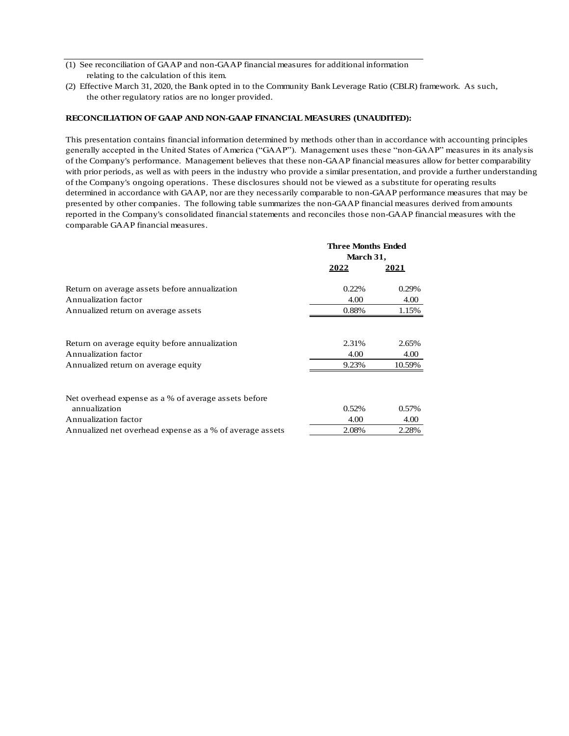(1) See reconciliation of GAAP and non-GAAP financial measures for additional information relating to the calculation of this item.

(2) Effective March 31, 2020, the Bank opted in to the Community Bank Leverage Ratio (CBLR) framework. As such, the other regulatory ratios are no longer provided.

**RECONCILIATION OF GAAP AND NON-GAAP FINANCIAL MEASURES (UNAUDITED):**

This presentation contains financial information determined by methods other than in accordance with accounting principles generally accepted in the United States of America ("GAAP"). Management uses these "non-GAAP" measures in its analysis of the Company's performance. Management believes that these non-GAAP financial measures allow for better comparability with prior periods, as well as with peers in the industry who provide a similar presentation, and provide a further understanding of the Company's ongoing operations. These disclosures should not be viewed as a substitute for operating results determined in accordance with GAAP, nor are they necessarily comparable to non-GAAP performance measures that may be presented by other companies. The following table summarizes the non-GAAP financial measures derived from amounts reported in the Company's consolidated financial statements and reconciles those non-GAAP financial measures with the comparable GAAP financial measures.

| | Three Months Ended March 31, | |
|---|---|---|
| | **2022** | **2021** |
| Return on average assets before annualization | 0.22% | 0.29% |
| Annualization factor | 4.00 | 4.00 |
| Annualized return on average assets | 0.88% | 1.15% |
| | | |
| Return on average equity before annualization | 2.31% | 2.65% |
| Annualization factor | 4.00 | 4.00 |
| Annualized return on average equity | 9.23% | 10.59% |
| | | |
| Net overhead expense as a % of average assets before annualization | 0.52% | 0.57% |
| Annualization factor | 4.00 | 4.00 |
| Annualized net overhead expense as a % of average assets | 2.08% | 2.28% |